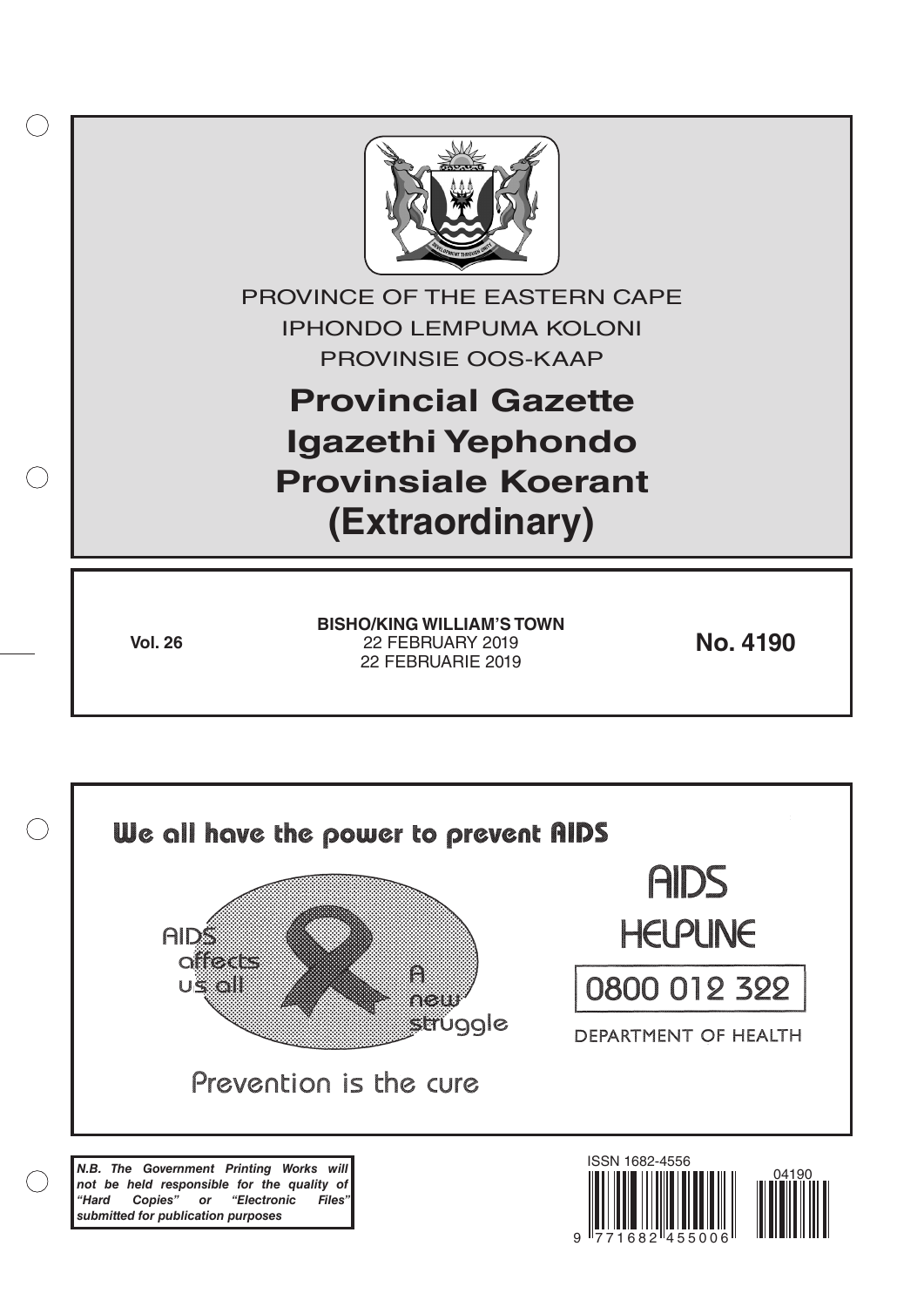PROVINCE OF THE EASTERN CAPE

IPHONDO LEMPUMA KOLONI

PROVINSIE OOS-KAAP

# Provincial Gazette
# Igazethi Yephondo
# Provinsiale Koerant
# (Extraordinary)

**Vol. 26**

**BISHO/KING WILLIAM'S TOWN**
22 FEBRUARY 2019
22 FEBRUARIE 2019

**No. 4190**

We all have the power to prevent AIDS

AIDS affects us all

A new struggle

Prevention is the cure

AIDS HELPLINE

0800 012 322

DEPARTMENT OF HEALTH

***N.B. The Government Printing Works will not be held responsible for the quality of "Hard Copies" or "Electronic Files" submitted for publication purposes***

ISSN 1682-4556

9 771682 455006

04190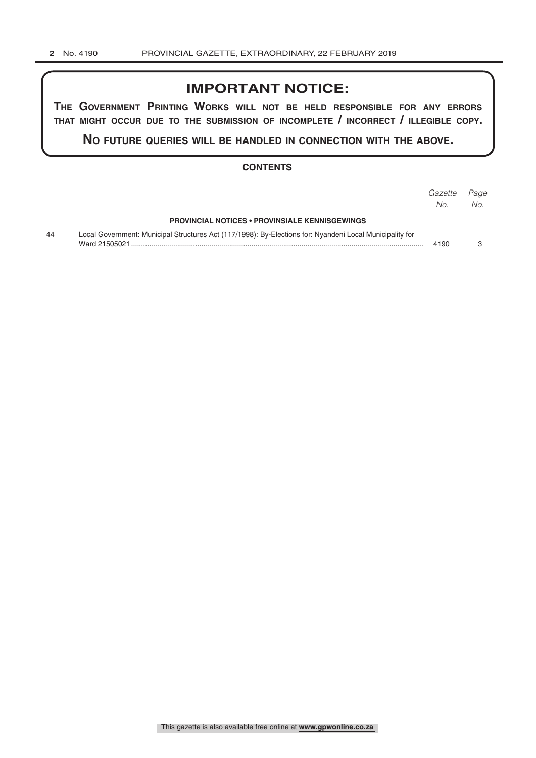## IMPORTANT NOTICE:

**THE GOVERNMENT PRINTING WORKS WILL NOT BE HELD RESPONSIBLE FOR ANY ERRORS THAT MIGHT OCCUR DUE TO THE SUBMISSION OF INCOMPLETE / INCORRECT / ILLEGIBLE COPY.**

**NO FUTURE QUERIES WILL BE HANDLED IN CONNECTION WITH THE ABOVE.**

### CONTENTS

| | | *Gazette No.* | *Page No.* |
|---|---|---|---|
| | **PROVINCIAL NOTICES • PROVINSIALE KENNISGEWINGS** | | |
| 44 | Local Government: Municipal Structures Act (117/1998): By-Elections for: Nyandeni Local Municipality for Ward 21505021 | 4190 | 3 |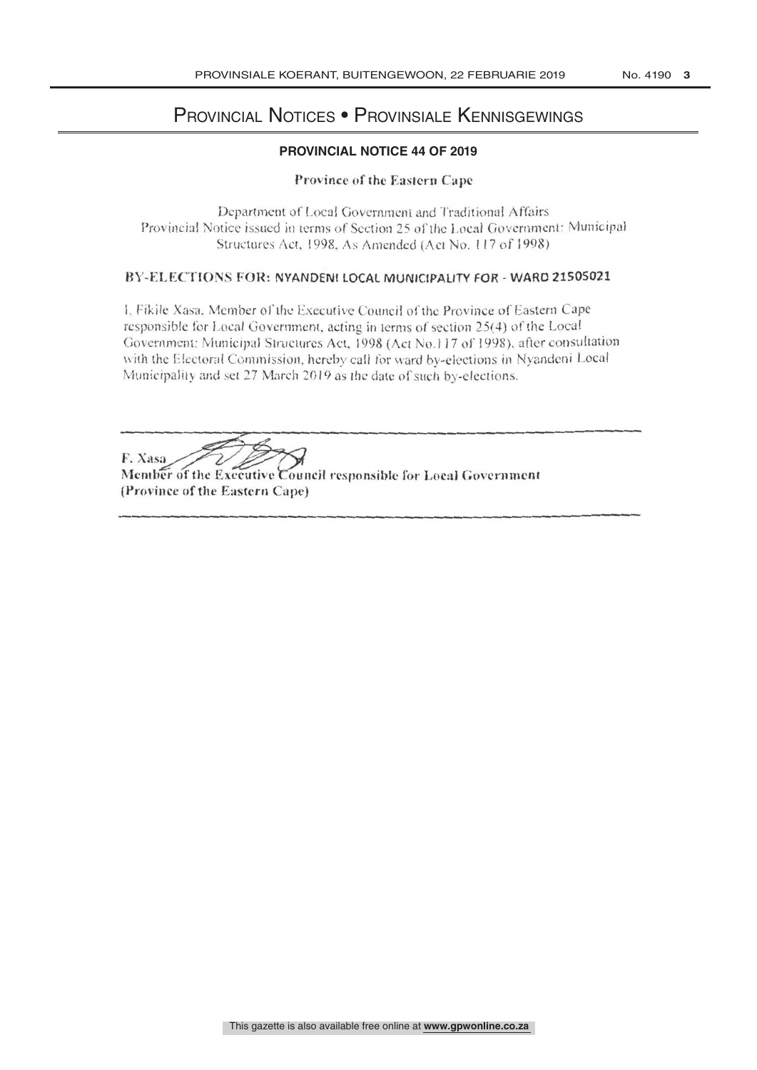# Provincial Notices • Provinsiale Kennisgewings

## PROVINCIAL NOTICE 44 OF 2019

### Province of the Eastern Cape

Department of Local Government and Traditional Affairs
Provincial Notice issued in terms of Section 25 of the Local Government: Municipal Structures Act, 1998, As Amended (Act No. 117 of 1998)

### BY-ELECTIONS FOR: NYANDENI LOCAL MUNICIPALITY FOR - WARD 21505021

I, Fikile Xasa, Member of the Executive Council of the Province of Eastern Cape responsible for Local Government, acting in terms of section 25(4) of the Local Government: Municipal Structures Act, 1998 (Act No.117 of 1998), after consultation with the Electoral Commission, hereby call for ward by-elections in Nyandeni Local Municipality and set 27 March 2019 as the date of such by-elections.

---

**F. Xasa**
**Member of the Executive Council responsible for Local Government**
**(Province of the Eastern Cape)**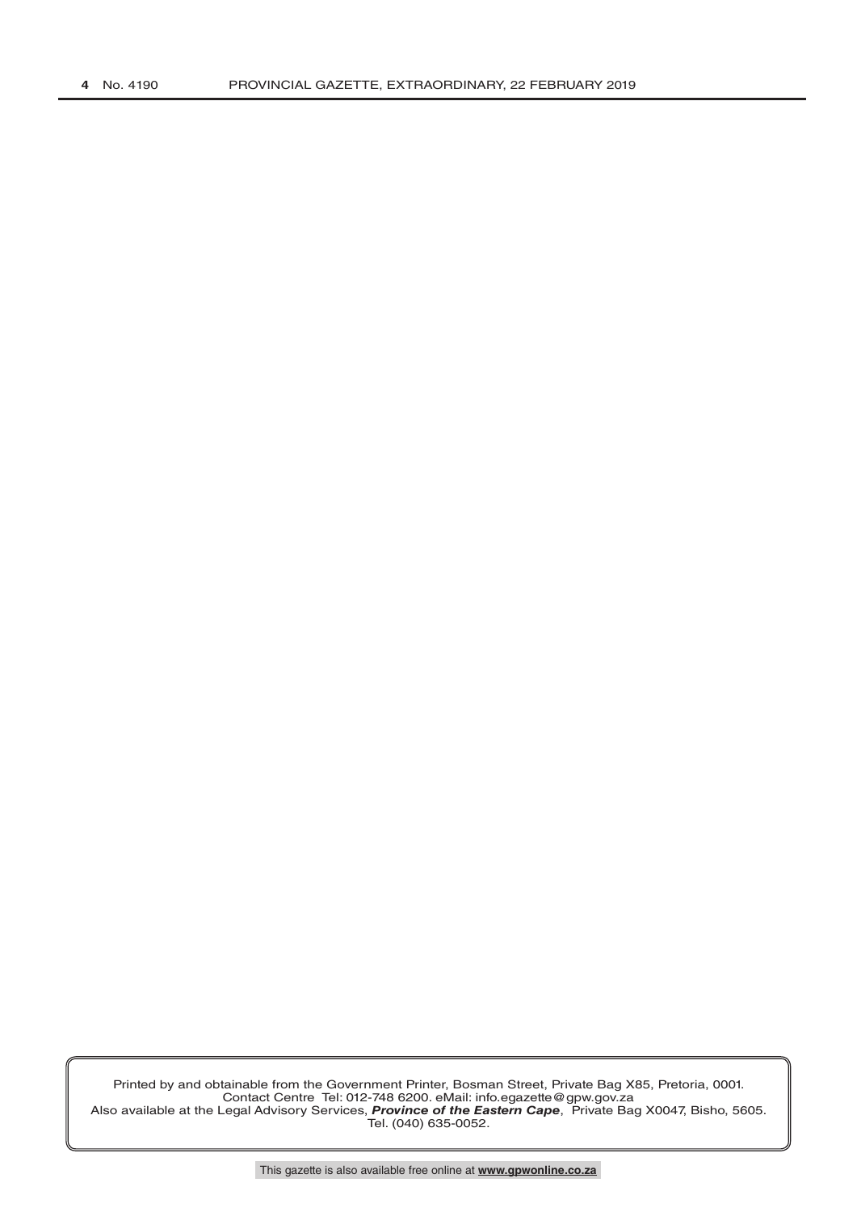Printed by and obtainable from the Government Printer, Bosman Street, Private Bag X85, Pretoria, 0001.
Contact Centre Tel: 012-748 6200. eMail: info.egazette@gpw.gov.za
Also available at the Legal Advisory Services, ***Province of the Eastern Cape***, Private Bag X0047, Bisho, 5605.
Tel. (040) 635-0052.

This gazette is also available free online at **www.gpwonline.co.za**